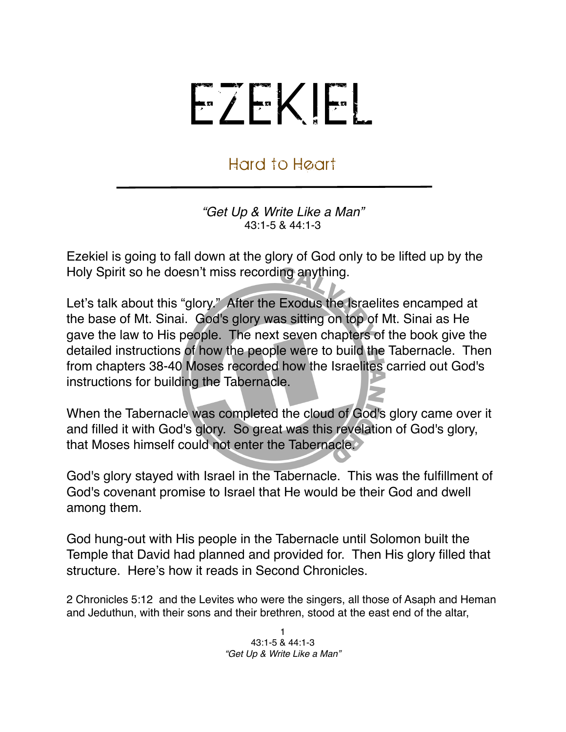# EZEKIEL

## Hard to Heart

*"Get Up & Write Like a Man"*
43:1-5 & 44:1-3

Ezekiel is going to fall down at the glory of God only to be lifted up by the Holy Spirit so he doesn't miss recording anything.

Let's talk about this "glory." After the Exodus the Israelites encamped at the base of Mt. Sinai. God's glory was sitting on top of Mt. Sinai as He gave the law to His people. The next seven chapters of the book give the detailed instructions of how the people were to build the Tabernacle. Then from chapters 38-40 Moses recorded how the Israelites carried out God's instructions for building the Tabernacle.

When the Tabernacle was completed the cloud of God's glory came over it and filled it with God's glory. So great was this revelation of God's glory, that Moses himself could not enter the Tabernacle.

God's glory stayed with Israel in the Tabernacle. This was the fulfillment of God's covenant promise to Israel that He would be their God and dwell among them.

God hung-out with His people in the Tabernacle until Solomon built the Temple that David had planned and provided for. Then His glory filled that structure. Here's how it reads in Second Chronicles.

2 Chronicles 5:12 and the Levites who were the singers, all those of Asaph and Heman and Jeduthun, with their sons and their brethren, stood at the east end of the altar,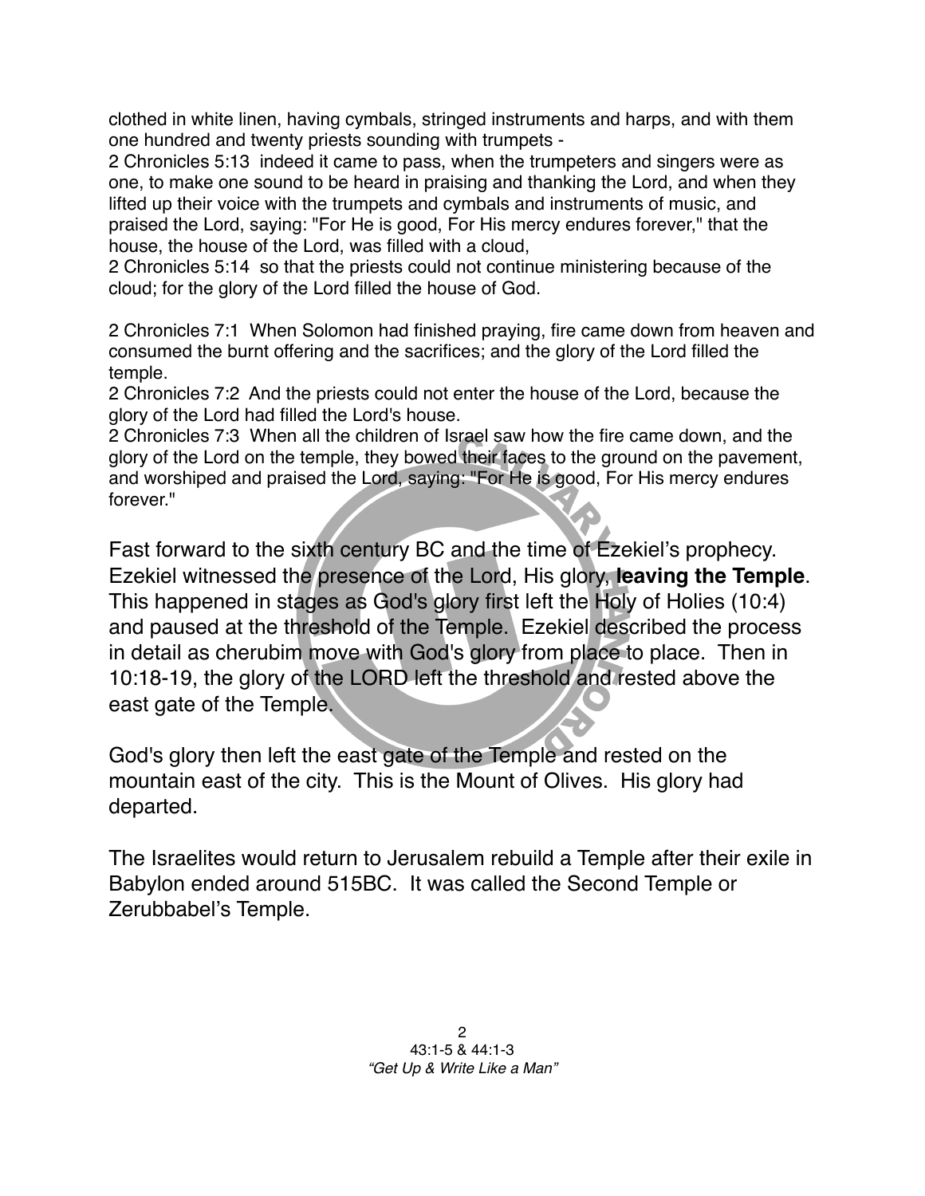clothed in white linen, having cymbals, stringed instruments and harps, and with them one hundred and twenty priests sounding with trumpets -
2 Chronicles 5:13  indeed it came to pass, when the trumpeters and singers were as one, to make one sound to be heard in praising and thanking the Lord, and when they lifted up their voice with the trumpets and cymbals and instruments of music, and praised the Lord, saying: "For He is good, For His mercy endures forever," that the house, the house of the Lord, was filled with a cloud,
2 Chronicles 5:14  so that the priests could not continue ministering because of the cloud; for the glory of the Lord filled the house of God.

2 Chronicles 7:1  When Solomon had finished praying, fire came down from heaven and consumed the burnt offering and the sacrifices; and the glory of the Lord filled the temple.
2 Chronicles 7:2  And the priests could not enter the house of the Lord, because the glory of the Lord had filled the Lord's house.
2 Chronicles 7:3  When all the children of Israel saw how the fire came down, and the glory of the Lord on the temple, they bowed their faces to the ground on the pavement, and worshiped and praised the Lord, saying: "For He is good, For His mercy endures forever."

Fast forward to the sixth century BC and the time of Ezekiel's prophecy. Ezekiel witnessed the presence of the Lord, His glory, **leaving the Temple**. This happened in stages as God's glory first left the Holy of Holies (10:4) and paused at the threshold of the Temple.  Ezekiel described the process in detail as cherubim move with God's glory from place to place.  Then in 10:18-19, the glory of the LORD left the threshold and rested above the east gate of the Temple.

God's glory then left the east gate of the Temple and rested on the mountain east of the city.  This is the Mount of Olives.  His glory had departed.

The Israelites would return to Jerusalem rebuild a Temple after their exile in Babylon ended around 515BC.  It was called the Second Temple or Zerubbabel's Temple.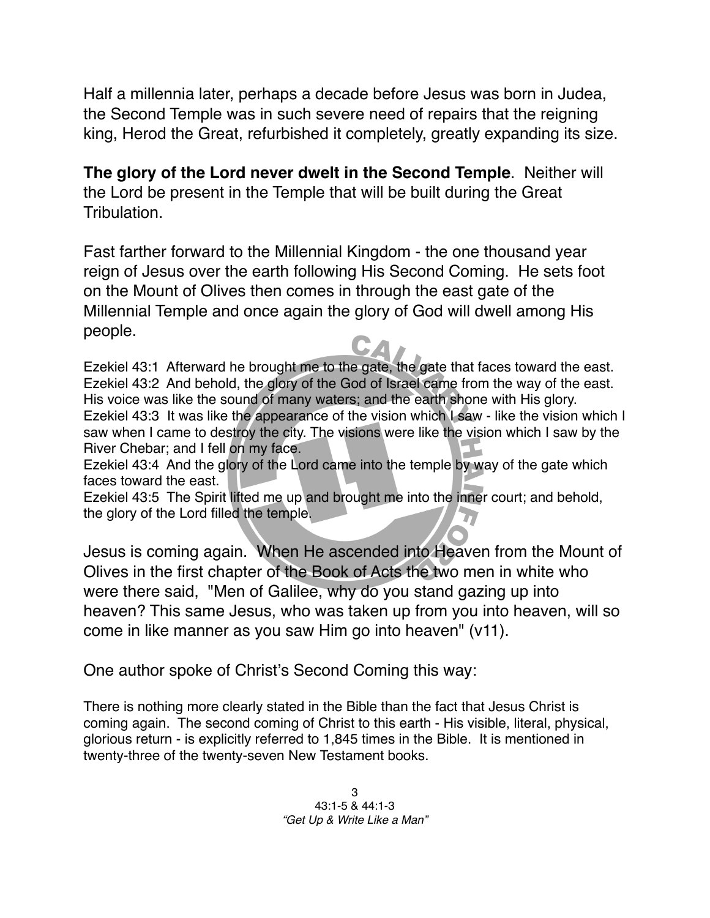Half a millennia later, perhaps a decade before Jesus was born in Judea, the Second Temple was in such severe need of repairs that the reigning king, Herod the Great, refurbished it completely, greatly expanding its size.

**The glory of the Lord never dwelt in the Second Temple**. Neither will the Lord be present in the Temple that will be built during the Great Tribulation.

Fast farther forward to the Millennial Kingdom - the one thousand year reign of Jesus over the earth following His Second Coming. He sets foot on the Mount of Olives then comes in through the east gate of the Millennial Temple and once again the glory of God will dwell among His people.

Ezekiel 43:1 Afterward he brought me to the gate, the gate that faces toward the east.
Ezekiel 43:2 And behold, the glory of the God of Israel came from the way of the east. His voice was like the sound of many waters; and the earth shone with His glory.
Ezekiel 43:3 It was like the appearance of the vision which I saw - like the vision which I saw when I came to destroy the city. The visions were like the vision which I saw by the River Chebar; and I fell on my face.
Ezekiel 43:4 And the glory of the Lord came into the temple by way of the gate which faces toward the east.
Ezekiel 43:5 The Spirit lifted me up and brought me into the inner court; and behold, the glory of the Lord filled the temple.

Jesus is coming again. When He ascended into Heaven from the Mount of Olives in the first chapter of the Book of Acts the two men in white who were there said, "Men of Galilee, why do you stand gazing up into heaven? This same Jesus, who was taken up from you into heaven, will so come in like manner as you saw Him go into heaven" (v11).

One author spoke of Christ's Second Coming this way:

There is nothing more clearly stated in the Bible than the fact that Jesus Christ is coming again. The second coming of Christ to this earth - His visible, literal, physical, glorious return - is explicitly referred to 1,845 times in the Bible. It is mentioned in twenty-three of the twenty-seven New Testament books.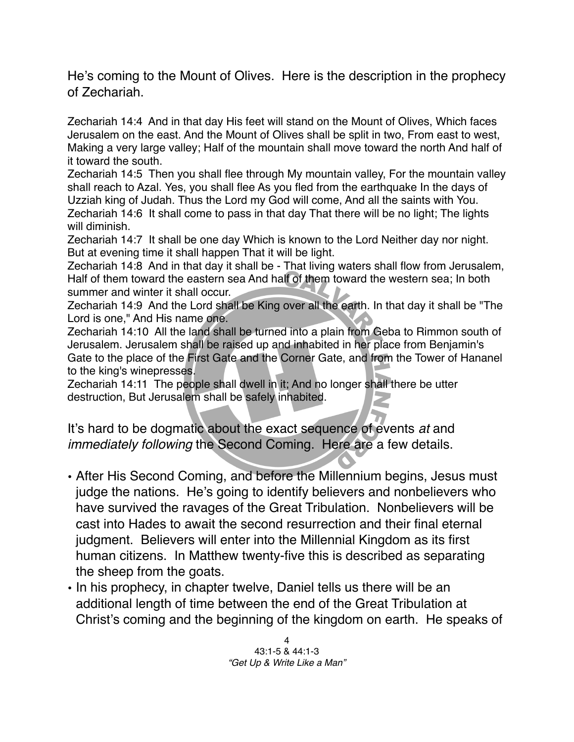He's coming to the Mount of Olives. Here is the description in the prophecy of Zechariah.

Zechariah 14:4 And in that day His feet will stand on the Mount of Olives, Which faces Jerusalem on the east. And the Mount of Olives shall be split in two, From east to west, Making a very large valley; Half of the mountain shall move toward the north And half of it toward the south.
Zechariah 14:5 Then you shall flee through My mountain valley, For the mountain valley shall reach to Azal. Yes, you shall flee As you fled from the earthquake In the days of Uzziah king of Judah. Thus the Lord my God will come, And all the saints with You.
Zechariah 14:6 It shall come to pass in that day That there will be no light; The lights will diminish.
Zechariah 14:7 It shall be one day Which is known to the Lord Neither day nor night. But at evening time it shall happen That it will be light.
Zechariah 14:8 And in that day it shall be - That living waters shall flow from Jerusalem, Half of them toward the eastern sea And half of them toward the western sea; In both summer and winter it shall occur.
Zechariah 14:9 And the Lord shall be King over all the earth. In that day it shall be "The Lord is one," And His name one.
Zechariah 14:10 All the land shall be turned into a plain from Geba to Rimmon south of Jerusalem. Jerusalem shall be raised up and inhabited in her place from Benjamin's Gate to the place of the First Gate and the Corner Gate, and from the Tower of Hananel to the king's winepresses.
Zechariah 14:11 The people shall dwell in it; And no longer shall there be utter destruction, But Jerusalem shall be safely inhabited.

It's hard to be dogmatic about the exact sequence of events *at* and *immediately following* the Second Coming. Here are a few details.

- After His Second Coming, and before the Millennium begins, Jesus must judge the nations. He's going to identify believers and nonbelievers who have survived the ravages of the Great Tribulation. Nonbelievers will be cast into Hades to await the second resurrection and their final eternal judgment. Believers will enter into the Millennial Kingdom as its first human citizens. In Matthew twenty-five this is described as separating the sheep from the goats.
- In his prophecy, in chapter twelve, Daniel tells us there will be an additional length of time between the end of the Great Tribulation at Christ's coming and the beginning of the kingdom on earth. He speaks of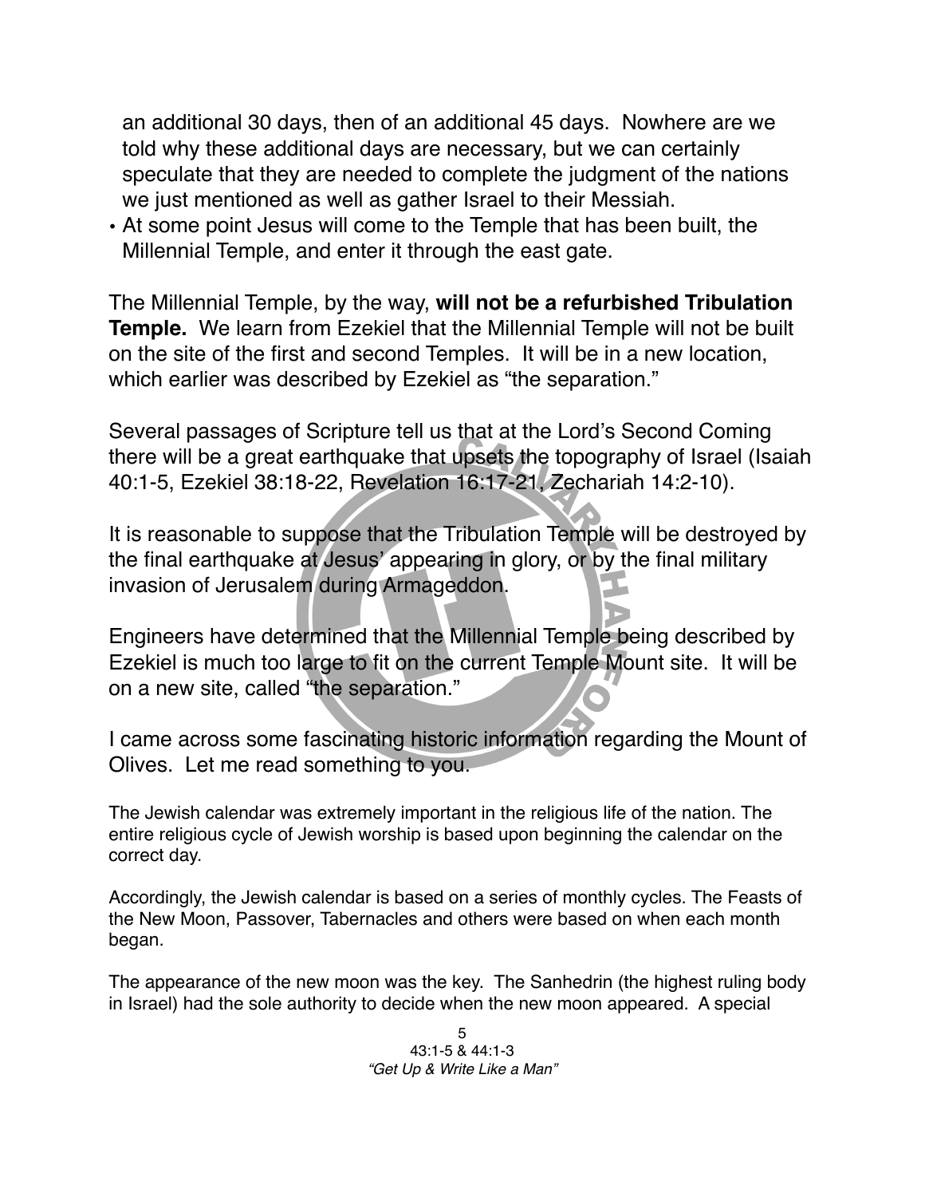an additional 30 days, then of an additional 45 days. Nowhere are we told why these additional days are necessary, but we can certainly speculate that they are needed to complete the judgment of the nations we just mentioned as well as gather Israel to their Messiah.

- At some point Jesus will come to the Temple that has been built, the Millennial Temple, and enter it through the east gate.

The Millennial Temple, by the way, **will not be a refurbished Tribulation Temple.** We learn from Ezekiel that the Millennial Temple will not be built on the site of the first and second Temples. It will be in a new location, which earlier was described by Ezekiel as "the separation."

Several passages of Scripture tell us that at the Lord's Second Coming there will be a great earthquake that upsets the topography of Israel (Isaiah 40:1-5, Ezekiel 38:18-22, Revelation 16:17-21, Zechariah 14:2-10).

It is reasonable to suppose that the Tribulation Temple will be destroyed by the final earthquake at Jesus' appearing in glory, or by the final military invasion of Jerusalem during Armageddon.

Engineers have determined that the Millennial Temple being described by Ezekiel is much too large to fit on the current Temple Mount site. It will be on a new site, called "the separation."

I came across some fascinating historic information regarding the Mount of Olives. Let me read something to you.

The Jewish calendar was extremely important in the religious life of the nation. The entire religious cycle of Jewish worship is based upon beginning the calendar on the correct day.

Accordingly, the Jewish calendar is based on a series of monthly cycles. The Feasts of the New Moon, Passover, Tabernacles and others were based on when each month began.

The appearance of the new moon was the key. The Sanhedrin (the highest ruling body in Israel) had the sole authority to decide when the new moon appeared. A special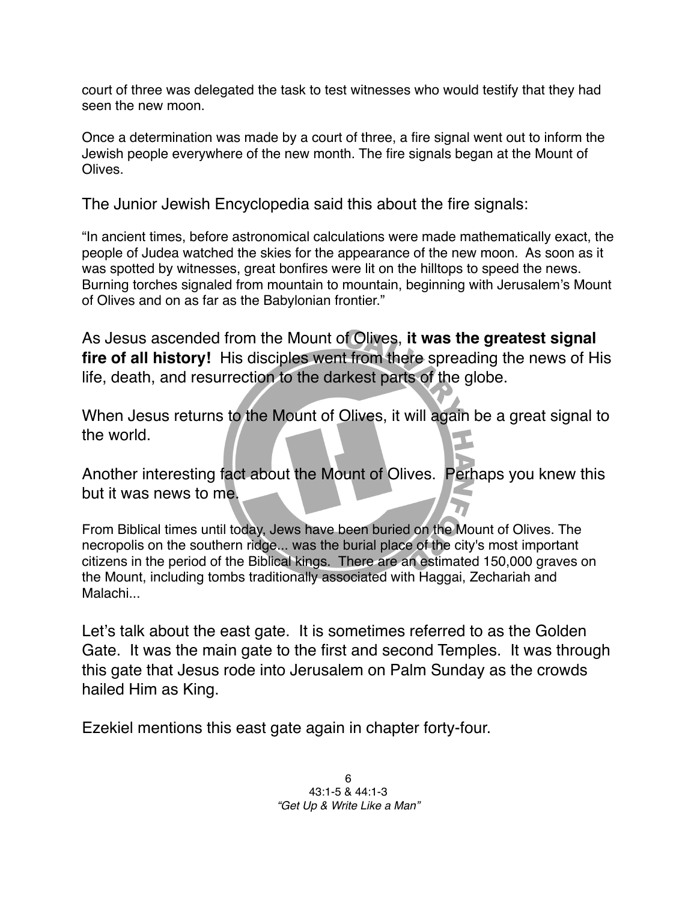court of three was delegated the task to test witnesses who would testify that they had seen the new moon.

Once a determination was made by a court of three, a fire signal went out to inform the Jewish people everywhere of the new month. The fire signals began at the Mount of Olives.

The Junior Jewish Encyclopedia said this about the fire signals:

"In ancient times, before astronomical calculations were made mathematically exact, the people of Judea watched the skies for the appearance of the new moon. As soon as it was spotted by witnesses, great bonfires were lit on the hilltops to speed the news. Burning torches signaled from mountain to mountain, beginning with Jerusalem's Mount of Olives and on as far as the Babylonian frontier."

As Jesus ascended from the Mount of Olives, **it was the greatest signal fire of all history!** His disciples went from there spreading the news of His life, death, and resurrection to the darkest parts of the globe.

When Jesus returns to the Mount of Olives, it will again be a great signal to the world.

Another interesting fact about the Mount of Olives. Perhaps you knew this but it was news to me.

From Biblical times until today, Jews have been buried on the Mount of Olives. The necropolis on the southern ridge... was the burial place of the city's most important citizens in the period of the Biblical kings. There are an estimated 150,000 graves on the Mount, including tombs traditionally associated with Haggai, Zechariah and Malachi...

Let's talk about the east gate. It is sometimes referred to as the Golden Gate. It was the main gate to the first and second Temples. It was through this gate that Jesus rode into Jerusalem on Palm Sunday as the crowds hailed Him as King.

Ezekiel mentions this east gate again in chapter forty-four.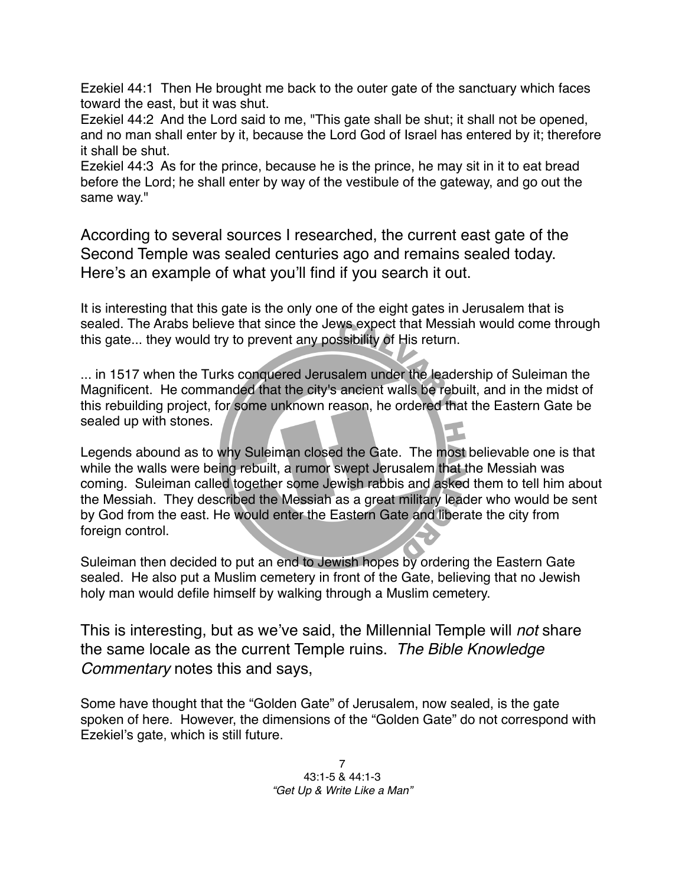Ezekiel 44:1 Then He brought me back to the outer gate of the sanctuary which faces toward the east, but it was shut.
Ezekiel 44:2 And the Lord said to me, "This gate shall be shut; it shall not be opened, and no man shall enter by it, because the Lord God of Israel has entered by it; therefore it shall be shut.
Ezekiel 44:3 As for the prince, because he is the prince, he may sit in it to eat bread before the Lord; he shall enter by way of the vestibule of the gateway, and go out the same way."

According to several sources I researched, the current east gate of the Second Temple was sealed centuries ago and remains sealed today. Here's an example of what you'll find if you search it out.

It is interesting that this gate is the only one of the eight gates in Jerusalem that is sealed. The Arabs believe that since the Jews expect that Messiah would come through this gate... they would try to prevent any possibility of His return.

... in 1517 when the Turks conquered Jerusalem under the leadership of Suleiman the Magnificent. He commanded that the city's ancient walls be rebuilt, and in the midst of this rebuilding project, for some unknown reason, he ordered that the Eastern Gate be sealed up with stones.

Legends abound as to why Suleiman closed the Gate. The most believable one is that while the walls were being rebuilt, a rumor swept Jerusalem that the Messiah was coming. Suleiman called together some Jewish rabbis and asked them to tell him about the Messiah. They described the Messiah as a great military leader who would be sent by God from the east. He would enter the Eastern Gate and liberate the city from foreign control.

Suleiman then decided to put an end to Jewish hopes by ordering the Eastern Gate sealed. He also put a Muslim cemetery in front of the Gate, believing that no Jewish holy man would defile himself by walking through a Muslim cemetery.

This is interesting, but as we've said, the Millennial Temple will *not* share the same locale as the current Temple ruins. *The Bible Knowledge Commentary* notes this and says,

Some have thought that the "Golden Gate" of Jerusalem, now sealed, is the gate spoken of here. However, the dimensions of the "Golden Gate" do not correspond with Ezekiel's gate, which is still future.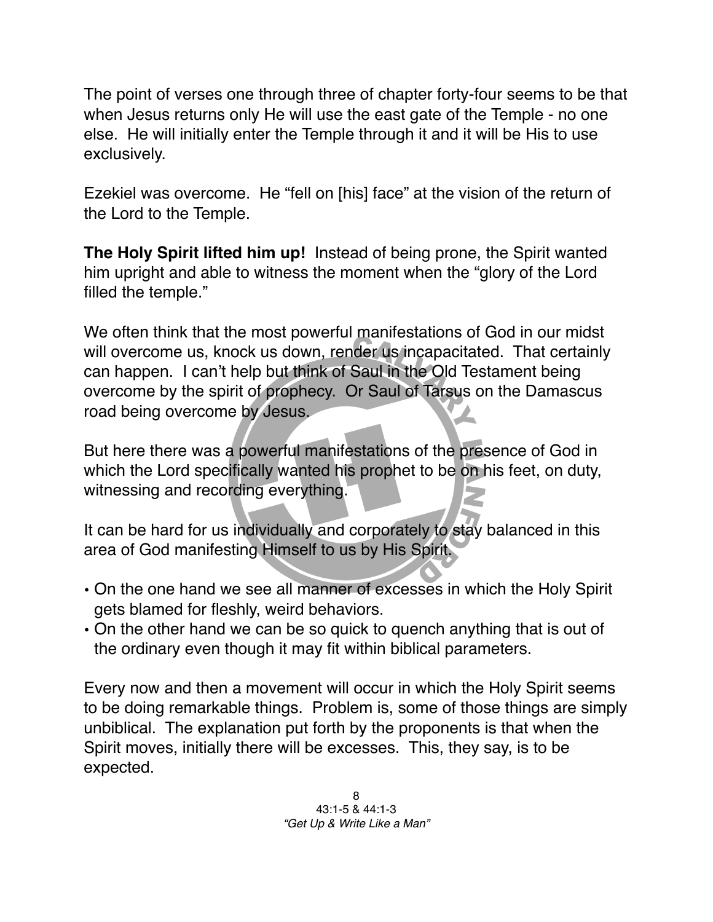The point of verses one through three of chapter forty-four seems to be that when Jesus returns only He will use the east gate of the Temple - no one else. He will initially enter the Temple through it and it will be His to use exclusively.

Ezekiel was overcome. He "fell on [his] face" at the vision of the return of the Lord to the Temple.

**The Holy Spirit lifted him up!** Instead of being prone, the Spirit wanted him upright and able to witness the moment when the "glory of the Lord filled the temple."

We often think that the most powerful manifestations of God in our midst will overcome us, knock us down, render us incapacitated. That certainly can happen. I can't help but think of Saul in the Old Testament being overcome by the spirit of prophecy. Or Saul of Tarsus on the Damascus road being overcome by Jesus.

But here there was a powerful manifestations of the presence of God in which the Lord specifically wanted his prophet to be on his feet, on duty, witnessing and recording everything.

It can be hard for us individually and corporately to stay balanced in this area of God manifesting Himself to us by His Spirit.

- On the one hand we see all manner of excesses in which the Holy Spirit gets blamed for fleshly, weird behaviors.
- On the other hand we can be so quick to quench anything that is out of the ordinary even though it may fit within biblical parameters.

Every now and then a movement will occur in which the Holy Spirit seems to be doing remarkable things. Problem is, some of those things are simply unbiblical. The explanation put forth by the proponents is that when the Spirit moves, initially there will be excesses. This, they say, is to be expected.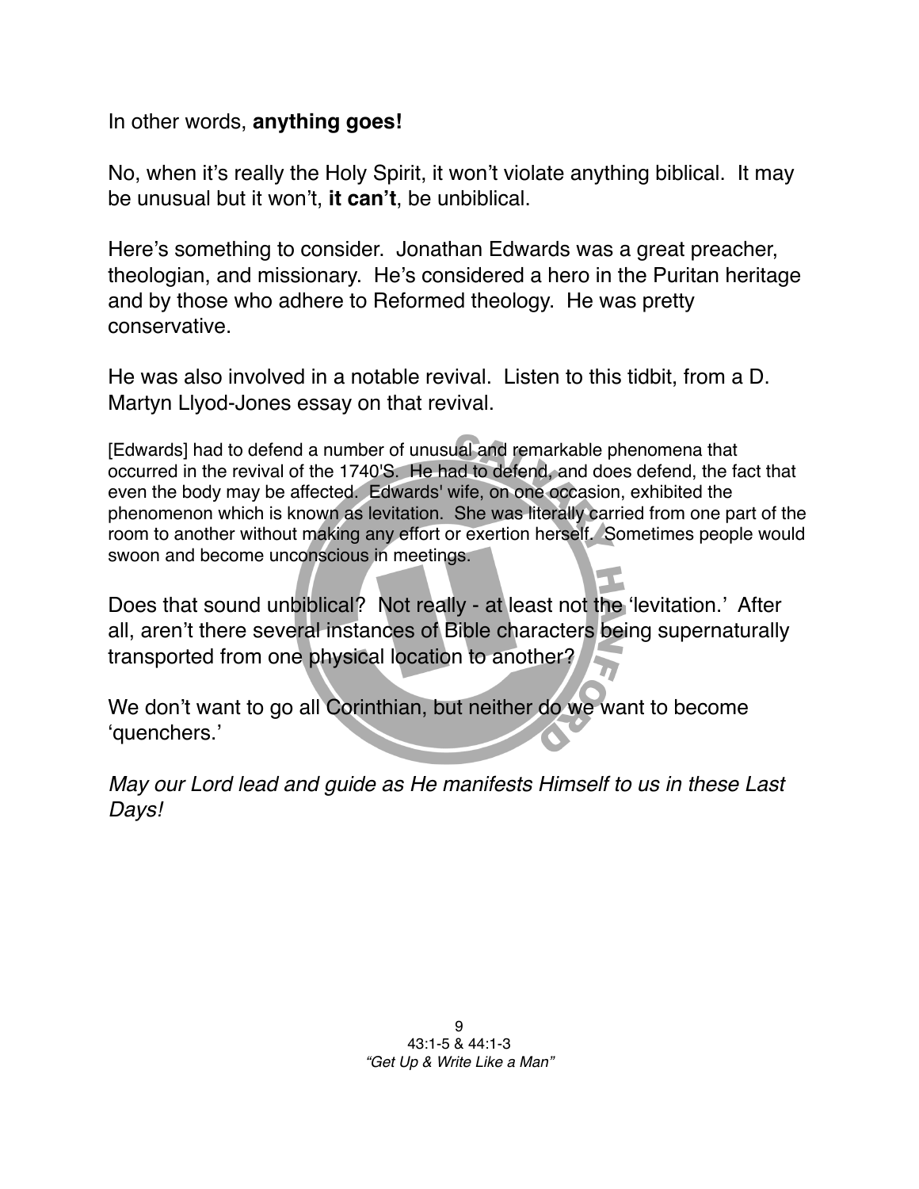In other words, **anything goes!**

No, when it's really the Holy Spirit, it won't violate anything biblical. It may be unusual but it won't, **it can't**, be unbiblical.

Here's something to consider. Jonathan Edwards was a great preacher, theologian, and missionary. He's considered a hero in the Puritan heritage and by those who adhere to Reformed theology. He was pretty conservative.

He was also involved in a notable revival. Listen to this tidbit, from a D. Martyn Llyod-Jones essay on that revival.

> [Edwards] had to defend a number of unusual and remarkable phenomena that occurred in the revival of the 1740'S. He had to defend, and does defend, the fact that even the body may be affected. Edwards' wife, on one occasion, exhibited the phenomenon which is known as levitation. She was literally carried from one part of the room to another without making any effort or exertion herself. Sometimes people would swoon and become unconscious in meetings.

Does that sound unbiblical? Not really - at least not the 'levitation.' After all, aren't there several instances of Bible characters being supernaturally transported from one physical location to another?

We don't want to go all Corinthian, but neither do we want to become 'quenchers.'

*May our Lord lead and guide as He manifests Himself to us in these Last Days!*